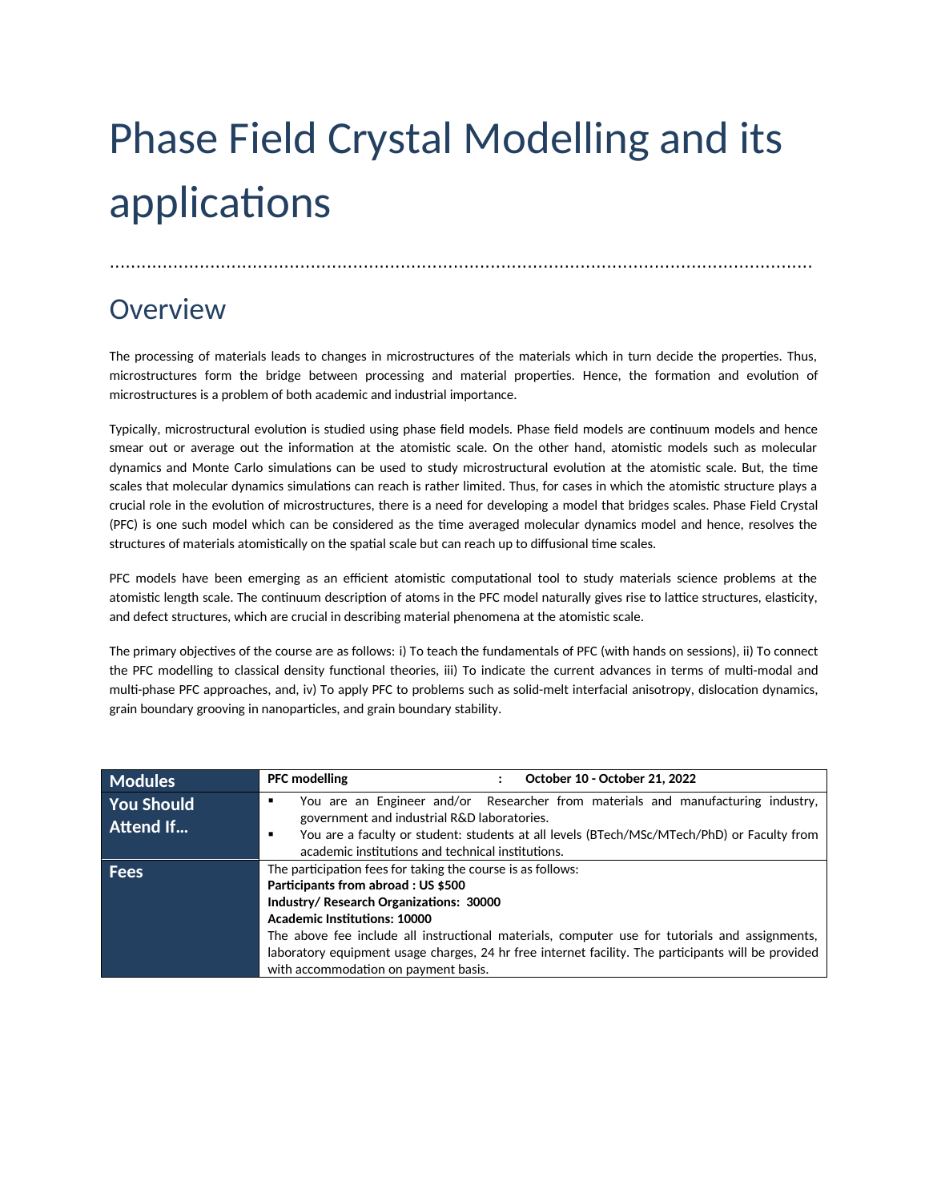# Phase Field Crystal Modelling and its applications

## Overview

The processing of materials leads to changes in microstructures of the materials which in turn decide the properties. Thus, microstructures form the bridge between processing and material properties. Hence, the formation and evolution of microstructures is a problem of both academic and industrial importance.

Typically, microstructural evolution is studied using phase field models. Phase field models are continuum models and hence smear out or average out the information at the atomistic scale. On the other hand, atomistic models such as molecular dynamics and Monte Carlo simulations can be used to study microstructural evolution at the atomistic scale. But, the time scales that molecular dynamics simulations can reach is rather limited. Thus, for cases in which the atomistic structure plays a crucial role in the evolution of microstructures, there is a need for developing a model that bridges scales. Phase Field Crystal (PFC) is one such model which can be considered as the time averaged molecular dynamics model and hence, resolves the structures of materials atomistically on the spatial scale but can reach up to diffusional time scales.

PFC models have been emerging as an efficient atomistic computational tool to study materials science problems at the atomistic length scale. The continuum description of atoms in the PFC model naturally gives rise to lattice structures, elasticity, and defect structures, which are crucial in describing material phenomena at the atomistic scale.

The primary objectives of the course are as follows: i) To teach the fundamentals of PFC (with hands on sessions), ii) To connect the PFC modelling to classical density functional theories, iii) To indicate the current advances in terms of multi-modal and multi-phase PFC approaches, and, iv) To apply PFC to problems such as solid-melt interfacial anisotropy, dislocation dynamics, grain boundary grooving in nanoparticles, and grain boundary stability.

| | |
|---|---|
| **Modules** | **PFC modelling : October 10 - October 21, 2022** |
| **You Should Attend If…** | ▪ You are an Engineer and/or Researcher from materials and manufacturing industry, government and industrial R&D laboratories.<br>▪ You are a faculty or student: students at all levels (BTech/MSc/MTech/PhD) or Faculty from academic institutions and technical institutions. |
| **Fees** | The participation fees for taking the course is as follows:<br>**Participants from abroad : US $500**<br>**Industry/ Research Organizations: 30000**<br>**Academic Institutions: 10000**<br>The above fee include all instructional materials, computer use for tutorials and assignments, laboratory equipment usage charges, 24 hr free internet facility. The participants will be provided with accommodation on payment basis. |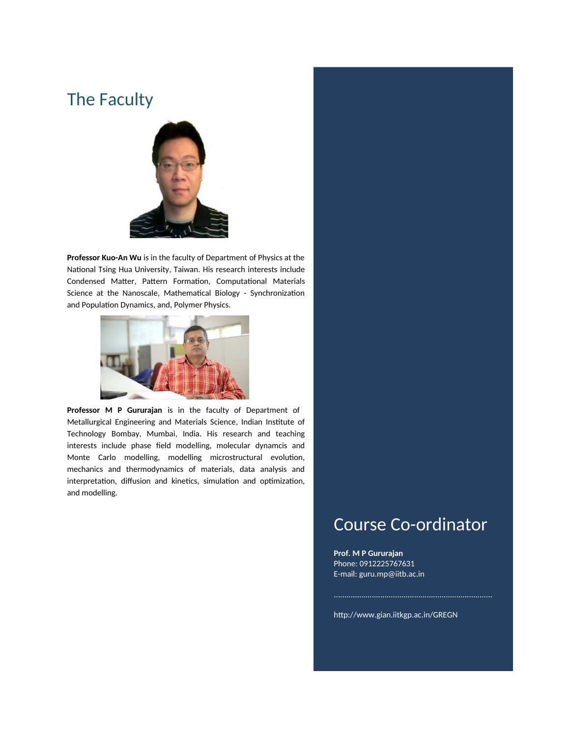# The Faculty

**Professor Kuo-An Wu** is in the faculty of Department of Physics at the National Tsing Hua University, Taiwan. His research interests include Condensed Matter, Pattern Formation, Computational Materials Science at the Nanoscale, Mathematical Biology - Synchronization and Population Dynamics, and, Polymer Physics.

**Professor M P Gururajan** is in the faculty of Department of Metallurgical Engineering and Materials Science, Indian Institute of Technology Bombay, Mumbai, India. His research and teaching interests include phase field modelling, molecular dynamcis and Monte Carlo modelling, modelling microstructural evolution, mechanics and thermodynamics of materials, data analysis and interpretation, diffusion and kinetics, simulation and optimization, and modelling.

# Course Co-ordinator

**Prof. M P Gururajan**
Phone: 0912225767631
E-mail: guru.mp@iitb.ac.in

.........................................................................

http://www.gian.iitkgp.ac.in/GREGN